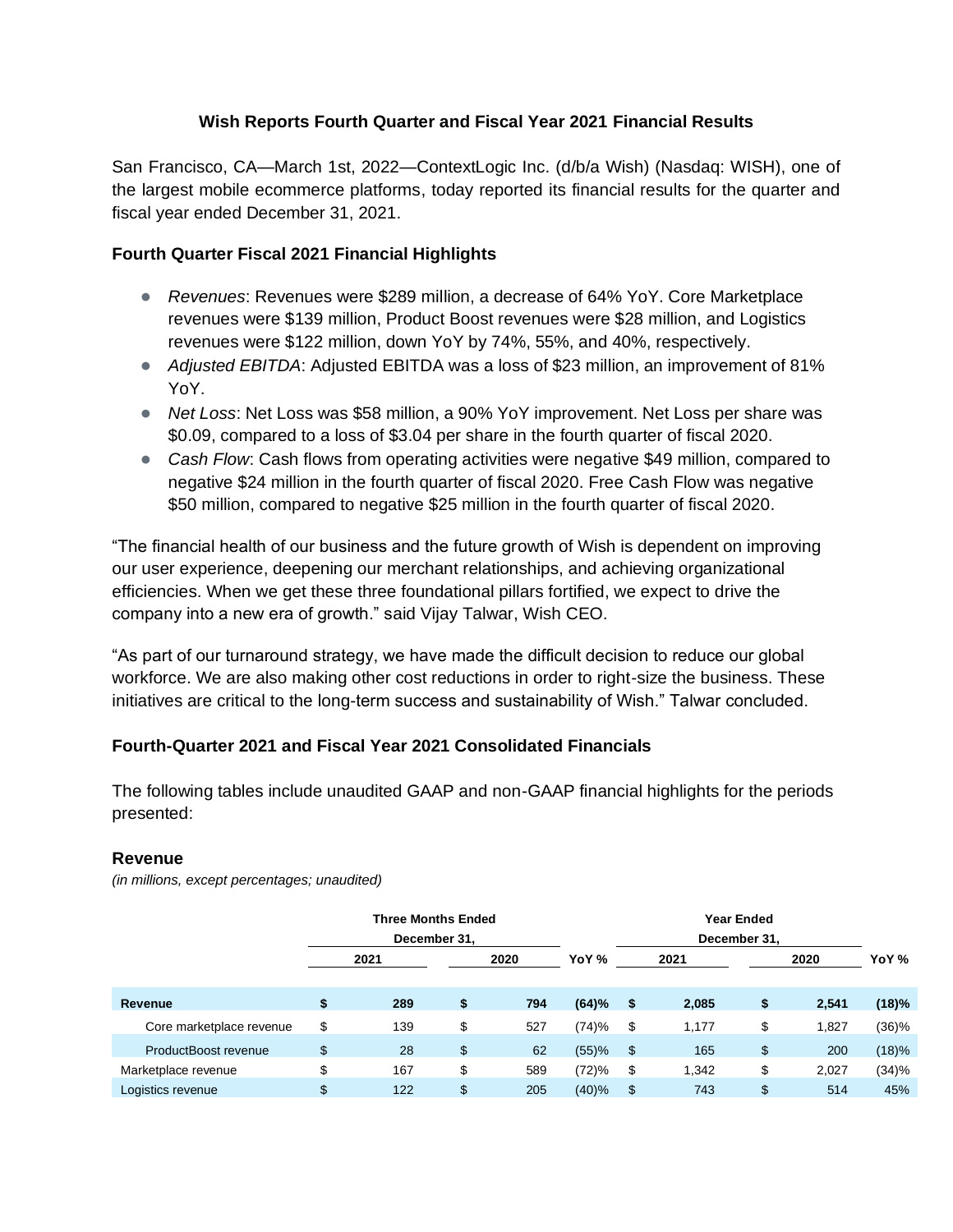# Wish Reports Fourth Quarter and Fiscal Year 2021 Financial Results

San Francisco, CA—March 1st, 2022—ContextLogic Inc. (d/b/a Wish) (Nasdaq: WISH), one of the largest mobile ecommerce platforms, today reported its financial results for the quarter and fiscal year ended December 31, 2021.

## Fourth Quarter Fiscal 2021 Financial Highlights

- *Revenues*: Revenues were $289 million, a decrease of 64% YoY. Core Marketplace revenues were $139 million, Product Boost revenues were $28 million, and Logistics revenues were $122 million, down YoY by 74%, 55%, and 40%, respectively.
- *Adjusted EBITDA*: Adjusted EBITDA was a loss of $23 million, an improvement of 81% YoY.
- *Net Loss*: Net Loss was $58 million, a 90% YoY improvement. Net Loss per share was $0.09, compared to a loss of $3.04 per share in the fourth quarter of fiscal 2020.
- *Cash Flow*: Cash flows from operating activities were negative $49 million, compared to negative $24 million in the fourth quarter of fiscal 2020. Free Cash Flow was negative $50 million, compared to negative $25 million in the fourth quarter of fiscal 2020.

"The financial health of our business and the future growth of Wish is dependent on improving our user experience, deepening our merchant relationships, and achieving organizational efficiencies. When we get these three foundational pillars fortified, we expect to drive the company into a new era of growth." said Vijay Talwar, Wish CEO.

"As part of our turnaround strategy, we have made the difficult decision to reduce our global workforce. We are also making other cost reductions in order to right-size the business. These initiatives are critical to the long-term success and sustainability of Wish." Talwar concluded.

## Fourth-Quarter 2021 and Fiscal Year 2021 Consolidated Financials

The following tables include unaudited GAAP and non-GAAP financial highlights for the periods presented:

### Revenue

*(in millions, except percentages; unaudited)*

| | Three Months Ended December 31, | | | Year Ended December 31, | | |
|---|---|---|---|---|---|---|
| | 2021 | 2020 | YoY % | 2021 | 2020 | YoY % |
| **Revenue** | **$ 289** | **$ 794** | **(64)%** | **$ 2,085** | **$ 2,541** | **(18)%** |
| Core marketplace revenue | $ 139 | $ 527 | (74)% | $ 1,177 | $ 1,827 | (36)% |
| ProductBoost revenue | $ 28 | $ 62 | (55)% | $ 165 | $ 200 | (18)% |
| Marketplace revenue | $ 167 | $ 589 | (72)% | $ 1,342 | $ 2,027 | (34)% |
| Logistics revenue | $ 122 | $ 205 | (40)% | $ 743 | $ 514 | 45% |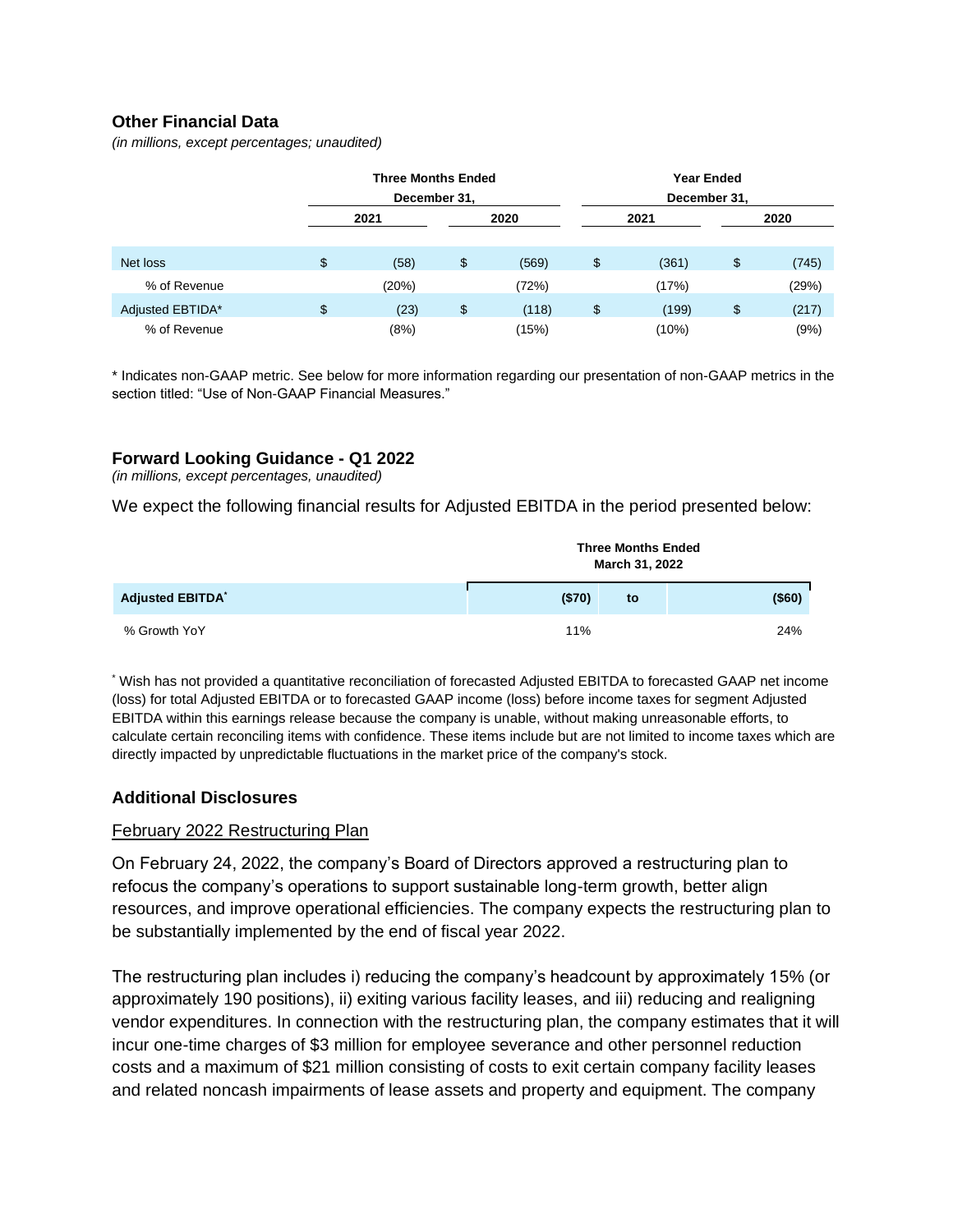## Other Financial Data

*(in millions, except percentages; unaudited)*

| | Three Months Ended December 31, | | Year Ended December 31, | |
|---|---|---|---|---|
| | 2021 | 2020 | 2021 | 2020 |
| Net loss | $ (58) | $ (569) | $ (361) | $ (745) |
| % of Revenue | (20%) | (72%) | (17%) | (29%) |
| Adjusted EBTIDA* | $ (23) | $ (118) | $ (199) | $ (217) |
| % of Revenue | (8%) | (15%) | (10%) | (9%) |

* Indicates non-GAAP metric. See below for more information regarding our presentation of non-GAAP metrics in the section titled: “Use of Non-GAAP Financial Measures.”

## Forward Looking Guidance - Q1 2022

*(in millions, except percentages, unaudited)*

We expect the following financial results for Adjusted EBITDA in the period presented below:

| | Three Months Ended March 31, 2022 | | |
|---|---|---|---|
| **Adjusted EBITDA*** | **($70)** | **to** | **($60)** |
| % Growth YoY | 11% | | 24% |

* Wish has not provided a quantitative reconciliation of forecasted Adjusted EBITDA to forecasted GAAP net income (loss) for total Adjusted EBITDA or to forecasted GAAP income (loss) before income taxes for segment Adjusted EBITDA within this earnings release because the company is unable, without making unreasonable efforts, to calculate certain reconciling items with confidence. These items include but are not limited to income taxes which are directly impacted by unpredictable fluctuations in the market price of the company's stock.

## Additional Disclosures

### February 2022 Restructuring Plan

On February 24, 2022, the company’s Board of Directors approved a restructuring plan to refocus the company’s operations to support sustainable long-term growth, better align resources, and improve operational efficiencies. The company expects the restructuring plan to be substantially implemented by the end of fiscal year 2022.

The restructuring plan includes i) reducing the company’s headcount by approximately 15% (or approximately 190 positions), ii) exiting various facility leases, and iii) reducing and realigning vendor expenditures. In connection with the restructuring plan, the company estimates that it will incur one-time charges of $3 million for employee severance and other personnel reduction costs and a maximum of $21 million consisting of costs to exit certain company facility leases and related noncash impairments of lease assets and property and equipment. The company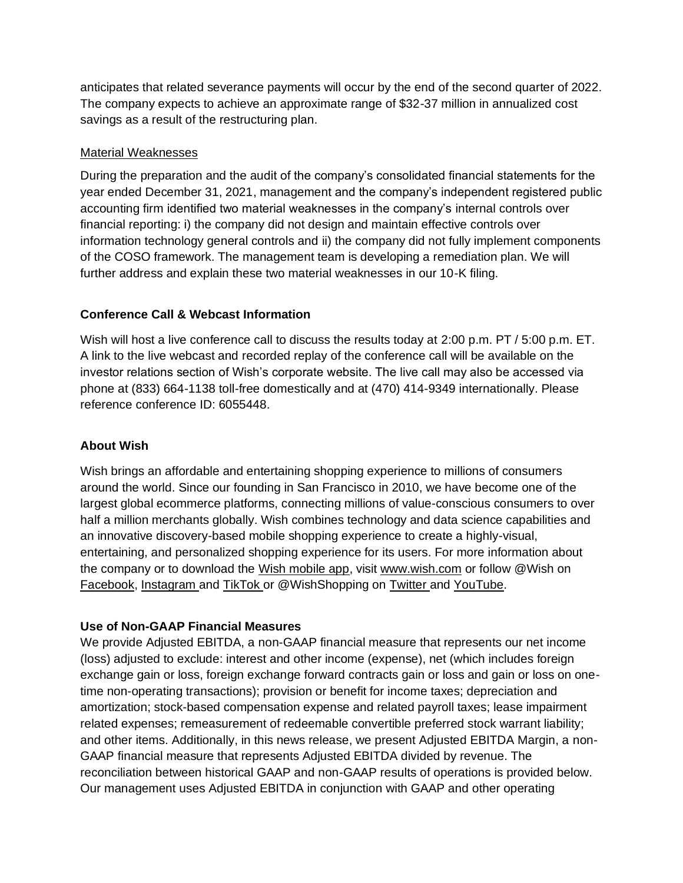anticipates that related severance payments will occur by the end of the second quarter of 2022. The company expects to achieve an approximate range of $32-37 million in annualized cost savings as a result of the restructuring plan.

Material Weaknesses

During the preparation and the audit of the company's consolidated financial statements for the year ended December 31, 2021, management and the company's independent registered public accounting firm identified two material weaknesses in the company's internal controls over financial reporting: i) the company did not design and maintain effective controls over information technology general controls and ii) the company did not fully implement components of the COSO framework. The management team is developing a remediation plan. We will further address and explain these two material weaknesses in our 10-K filing.

**Conference Call & Webcast Information**

Wish will host a live conference call to discuss the results today at 2:00 p.m. PT / 5:00 p.m. ET. A link to the live webcast and recorded replay of the conference call will be available on the investor relations section of Wish's corporate website. The live call may also be accessed via phone at (833) 664-1138 toll-free domestically and at (470) 414-9349 internationally. Please reference conference ID: 6055448.

**About Wish**

Wish brings an affordable and entertaining shopping experience to millions of consumers around the world. Since our founding in San Francisco in 2010, we have become one of the largest global ecommerce platforms, connecting millions of value-conscious consumers to over half a million merchants globally. Wish combines technology and data science capabilities and an innovative discovery-based mobile shopping experience to create a highly-visual, entertaining, and personalized shopping experience for its users. For more information about the company or to download the Wish mobile app, visit www.wish.com or follow @Wish on Facebook, Instagram and TikTok or @WishShopping on Twitter and YouTube.

**Use of Non-GAAP Financial Measures**

We provide Adjusted EBITDA, a non-GAAP financial measure that represents our net income (loss) adjusted to exclude: interest and other income (expense), net (which includes foreign exchange gain or loss, foreign exchange forward contracts gain or loss and gain or loss on one-time non-operating transactions); provision or benefit for income taxes; depreciation and amortization; stock-based compensation expense and related payroll taxes; lease impairment related expenses; remeasurement of redeemable convertible preferred stock warrant liability; and other items. Additionally, in this news release, we present Adjusted EBITDA Margin, a non-GAAP financial measure that represents Adjusted EBITDA divided by revenue. The reconciliation between historical GAAP and non-GAAP results of operations is provided below. Our management uses Adjusted EBITDA in conjunction with GAAP and other operating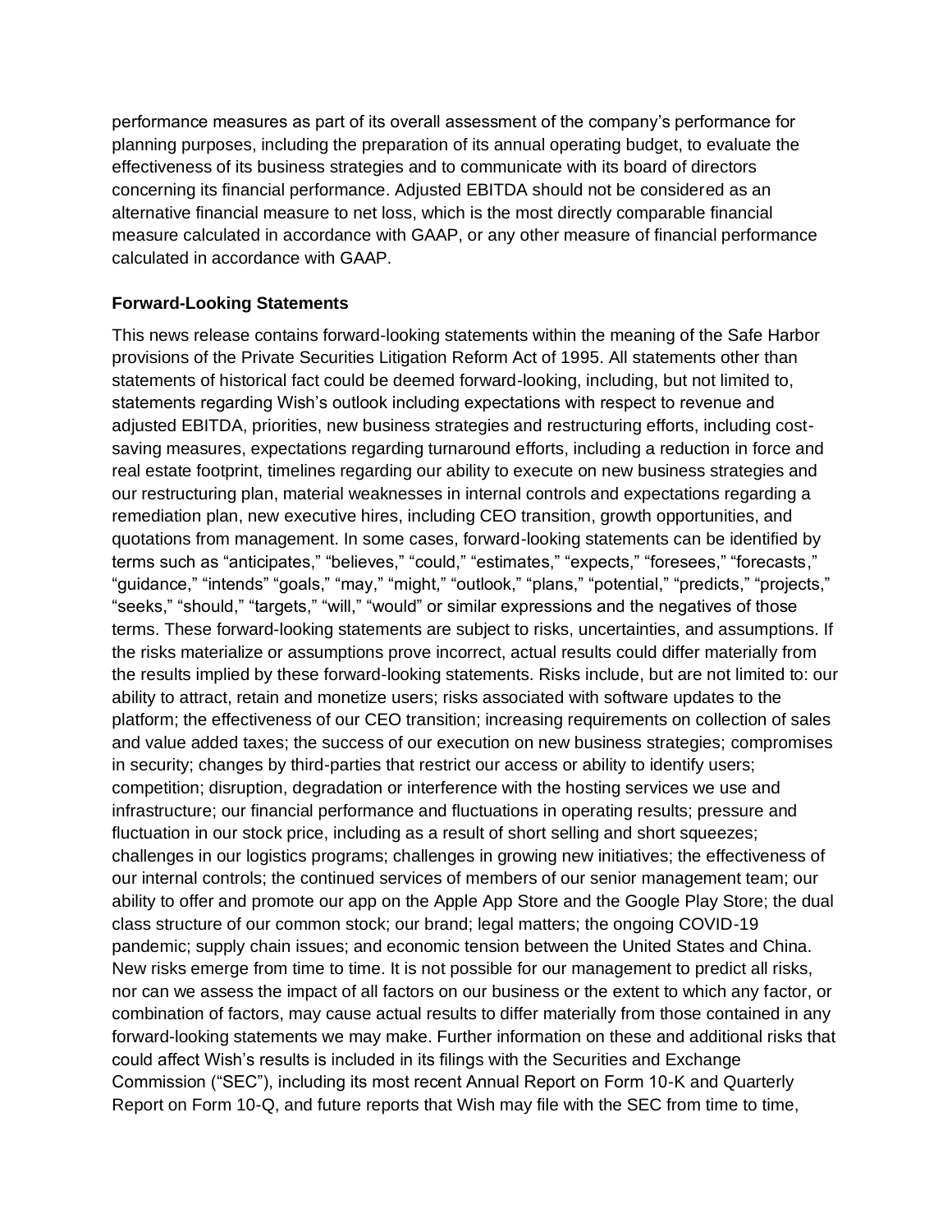performance measures as part of its overall assessment of the company's performance for planning purposes, including the preparation of its annual operating budget, to evaluate the effectiveness of its business strategies and to communicate with its board of directors concerning its financial performance. Adjusted EBITDA should not be considered as an alternative financial measure to net loss, which is the most directly comparable financial measure calculated in accordance with GAAP, or any other measure of financial performance calculated in accordance with GAAP.

**Forward-Looking Statements**

This news release contains forward-looking statements within the meaning of the Safe Harbor provisions of the Private Securities Litigation Reform Act of 1995. All statements other than statements of historical fact could be deemed forward-looking, including, but not limited to, statements regarding Wish's outlook including expectations with respect to revenue and adjusted EBITDA, priorities, new business strategies and restructuring efforts, including cost-saving measures, expectations regarding turnaround efforts, including a reduction in force and real estate footprint, timelines regarding our ability to execute on new business strategies and our restructuring plan, material weaknesses in internal controls and expectations regarding a remediation plan, new executive hires, including CEO transition, growth opportunities, and quotations from management. In some cases, forward-looking statements can be identified by terms such as "anticipates," "believes," "could," "estimates," "expects," "foresees," "forecasts," "guidance," "intends" "goals," "may," "might," "outlook," "plans," "potential," "predicts," "projects," "seeks," "should," "targets," "will," "would" or similar expressions and the negatives of those terms. These forward-looking statements are subject to risks, uncertainties, and assumptions. If the risks materialize or assumptions prove incorrect, actual results could differ materially from the results implied by these forward-looking statements. Risks include, but are not limited to: our ability to attract, retain and monetize users; risks associated with software updates to the platform; the effectiveness of our CEO transition; increasing requirements on collection of sales and value added taxes; the success of our execution on new business strategies; compromises in security; changes by third-parties that restrict our access or ability to identify users; competition; disruption, degradation or interference with the hosting services we use and infrastructure; our financial performance and fluctuations in operating results; pressure and fluctuation in our stock price, including as a result of short selling and short squeezes; challenges in our logistics programs; challenges in growing new initiatives; the effectiveness of our internal controls; the continued services of members of our senior management team; our ability to offer and promote our app on the Apple App Store and the Google Play Store; the dual class structure of our common stock; our brand; legal matters; the ongoing COVID-19 pandemic; supply chain issues; and economic tension between the United States and China. New risks emerge from time to time. It is not possible for our management to predict all risks, nor can we assess the impact of all factors on our business or the extent to which any factor, or combination of factors, may cause actual results to differ materially from those contained in any forward-looking statements we may make. Further information on these and additional risks that could affect Wish's results is included in its filings with the Securities and Exchange Commission ("SEC"), including its most recent Annual Report on Form 10-K and Quarterly Report on Form 10-Q, and future reports that Wish may file with the SEC from time to time,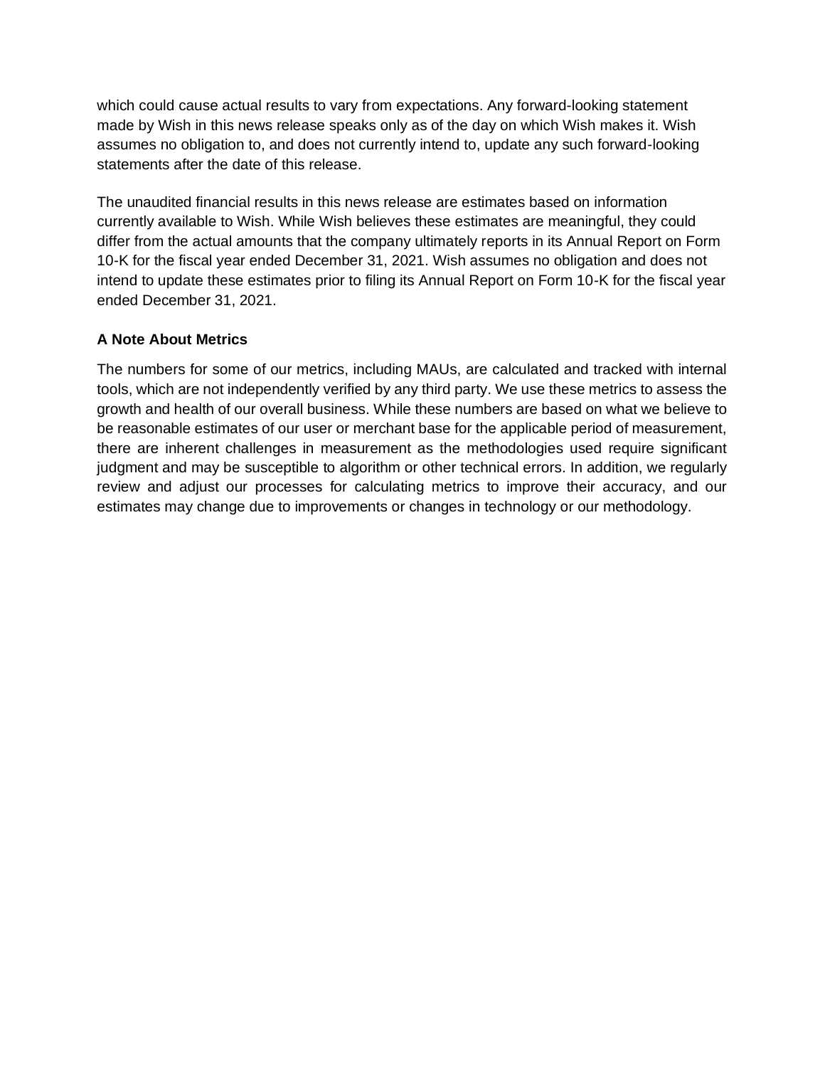which could cause actual results to vary from expectations. Any forward-looking statement made by Wish in this news release speaks only as of the day on which Wish makes it. Wish assumes no obligation to, and does not currently intend to, update any such forward-looking statements after the date of this release.

The unaudited financial results in this news release are estimates based on information currently available to Wish. While Wish believes these estimates are meaningful, they could differ from the actual amounts that the company ultimately reports in its Annual Report on Form 10-K for the fiscal year ended December 31, 2021. Wish assumes no obligation and does not intend to update these estimates prior to filing its Annual Report on Form 10-K for the fiscal year ended December 31, 2021.

**A Note About Metrics**

The numbers for some of our metrics, including MAUs, are calculated and tracked with internal tools, which are not independently verified by any third party. We use these metrics to assess the growth and health of our overall business. While these numbers are based on what we believe to be reasonable estimates of our user or merchant base for the applicable period of measurement, there are inherent challenges in measurement as the methodologies used require significant judgment and may be susceptible to algorithm or other technical errors. In addition, we regularly review and adjust our processes for calculating metrics to improve their accuracy, and our estimates may change due to improvements or changes in technology or our methodology.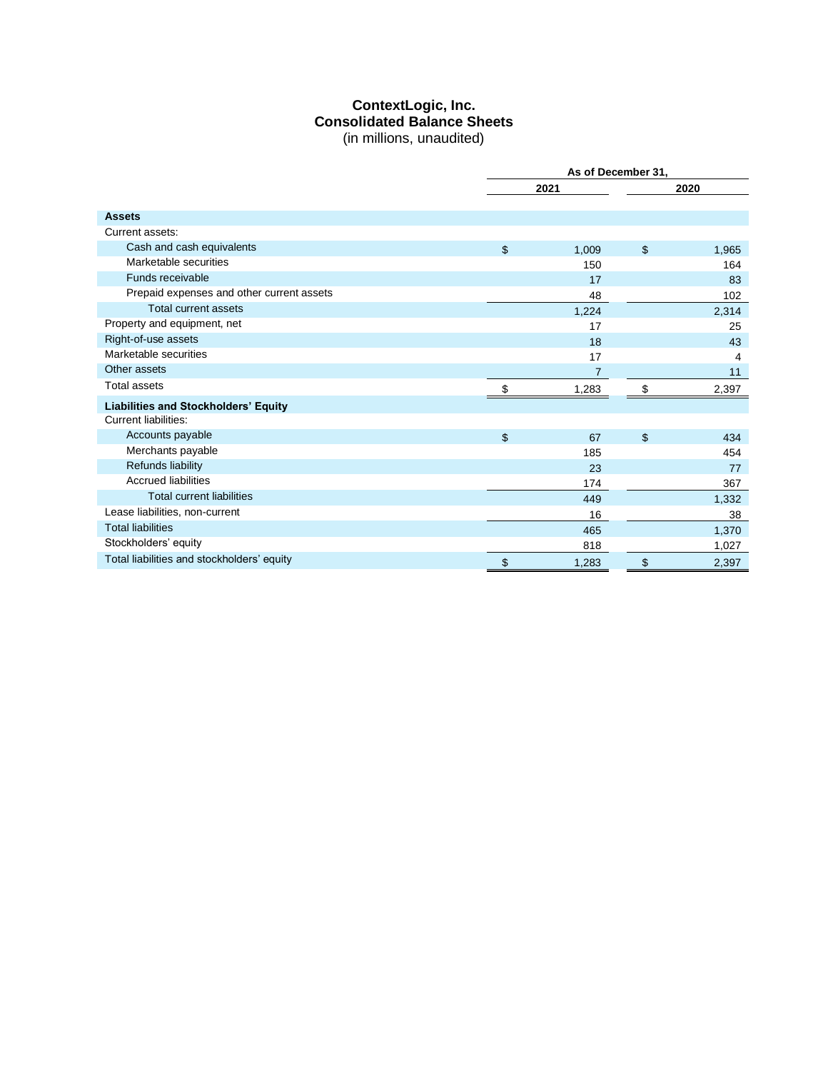# ContextLogic, Inc.
## Consolidated Balance Sheets
(in millions, unaudited)

| | As of December 31, | |
|---|---|---|
| | 2021 | 2020 |
| **Assets** | | |
| Current assets: | | |
| Cash and cash equivalents | $ 1,009 | $ 1,965 |
| Marketable securities | 150 | 164 |
| Funds receivable | 17 | 83 |
| Prepaid expenses and other current assets | 48 | 102 |
| Total current assets | 1,224 | 2,314 |
| Property and equipment, net | 17 | 25 |
| Right-of-use assets | 18 | 43 |
| Marketable securities | 17 | 4 |
| Other assets | 7 | 11 |
| Total assets | $ 1,283 | $ 2,397 |
| **Liabilities and Stockholders' Equity** | | |
| Current liabilities: | | |
| Accounts payable | $ 67 | $ 434 |
| Merchants payable | 185 | 454 |
| Refunds liability | 23 | 77 |
| Accrued liabilities | 174 | 367 |
| Total current liabilities | 449 | 1,332 |
| Lease liabilities, non-current | 16 | 38 |
| Total liabilities | 465 | 1,370 |
| Stockholders' equity | 818 | 1,027 |
| Total liabilities and stockholders' equity | $ 1,283 | $ 2,397 |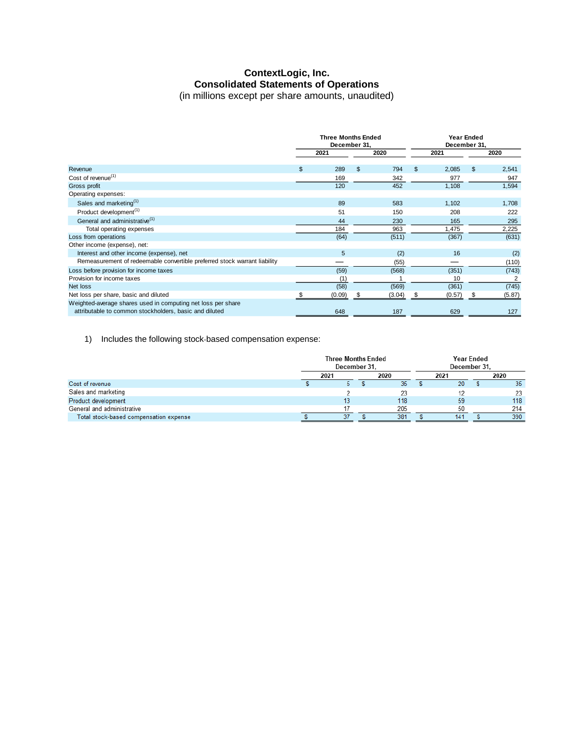# ContextLogic, Inc.
## Consolidated Statements of Operations
(in millions except per share amounts, unaudited)

| | Three Months Ended December 31, | | Year Ended December 31, | |
|---|---|---|---|---|
| | 2021 | 2020 | 2021 | 2020 |
| Revenue | $ 289 | $ 794 | $ 2,085 | $ 2,541 |
| Cost of revenue[(1)] | 169 | 342 | 977 | 947 |
| Gross profit | 120 | 452 | 1,108 | 1,594 |
| Operating expenses: | | | | |
| Sales and marketing[(1)] | 89 | 583 | 1,102 | 1,708 |
| Product development[(1)] | 51 | 150 | 208 | 222 |
| General and administrative[(1)] | 44 | 230 | 165 | 295 |
| Total operating expenses | 184 | 963 | 1,475 | 2,225 |
| Loss from operations | (64) | (511) | (367) | (631) |
| Other income (expense), net: | | | | |
| Interest and other income (expense), net | 5 | (2) | 16 | (2) |
| Remeasurement of redeemable convertible preferred stock warrant liability | — | (55) | — | (110) |
| Loss before provision for income taxes | (59) | (568) | (351) | (743) |
| Provision for income taxes | (1) | 1 | 10 | 2 |
| Net loss | (58) | (569) | (361) | (745) |
| Net loss per share, basic and diluted | $ (0.09) | $ (3.04) | $ (0.57) | $ (5.87) |
| Weighted-average shares used in computing net loss per share attributable to common stockholders, basic and diluted | 648 | 187 | 629 | 127 |

1) Includes the following stock-based compensation expense:

| | Three Months Ended December 31, | | Year Ended December 31, | |
|---|---|---|---|---|
| | 2021 | 2020 | 2021 | 2020 |
| Cost of revenue | $ 5 | $ 35 | $ 20 | $ 35 |
| Sales and marketing | 2 | 23 | 12 | 23 |
| Product development | 13 | 118 | 59 | 118 |
| General and administrative | 17 | 205 | 50 | 214 |
| Total stock-based compensation expense | $ 37 | $ 381 | $ 141 | $ 390 |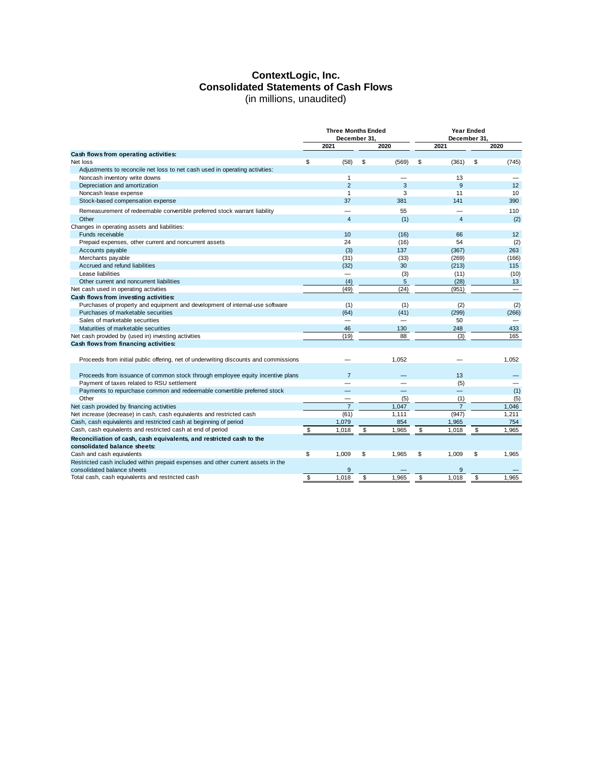# ContextLogic, Inc.
## Consolidated Statements of Cash Flows
(in millions, unaudited)

| | Three Months Ended December 31, | | Year Ended December 31, | |
|---|---|---|---|---|
| | 2021 | 2020 | 2021 | 2020 |
| **Cash flows from operating activities:** | | | | |
| Net loss | $ (58) | $ (569) | $ (361) | $ (745) |
| Adjustments to reconcile net loss to net cash used in operating activities: | | | | |
| Noncash inventory write downs | 1 | — | 13 | — |
| Depreciation and amortization | 2 | 3 | 9 | 12 |
| Noncash lease expense | 1 | 3 | 11 | 10 |
| Stock-based compensation expense | 37 | 381 | 141 | 390 |
| Remeasurement of redeemable convertible preferred stock warrant liability | — | 55 | — | 110 |
| Other | 4 | (1) | 4 | (2) |
| Changes in operating assets and liabilities: | | | | |
| Funds receivable | 10 | (16) | 66 | 12 |
| Prepaid expenses, other current and noncurrent assets | 24 | (16) | 54 | (2) |
| Accounts payable | (3) | 137 | (367) | 263 |
| Merchants payable | (31) | (33) | (269) | (166) |
| Accrued and refund liabilities | (32) | 30 | (213) | 115 |
| Lease liabilities | — | (3) | (11) | (10) |
| Other current and noncurrent liabilities | (4) | 5 | (28) | 13 |
| Net cash used in operating activities | (49) | (24) | (951) | — |
| **Cash flows from investing activities:** | | | | |
| Purchases of property and equipment and development of internal-use software | (1) | (1) | (2) | (2) |
| Purchases of marketable securities | (64) | (41) | (299) | (266) |
| Sales of marketable securities | — | — | 50 | — |
| Maturities of marketable securities | 46 | 130 | 248 | 433 |
| Net cash provided by (used in) investing activities | (19) | 88 | (3) | 165 |
| **Cash flows from financing activities:** | | | | |
| Proceeds from initial public offering, net of underwriting discounts and commissions | — | 1,052 | — | 1,052 |
| Proceeds from issuance of common stock through employee equity incentive plans | 7 | — | 13 | — |
| Payment of taxes related to RSU settlement | — | — | (5) | — |
| Payments to repurchase common and redeemable convertible preferred stock | — | — | — | (1) |
| Other | — | (5) | (1) | (5) |
| Net cash provided by financing activities | 7 | 1,047 | 7 | 1,046 |
| Net increase (decrease) in cash, cash equivalents and restricted cash | (61) | 1,111 | (947) | 1,211 |
| Cash, cash equivalents and restricted cash at beginning of period | 1,079 | 854 | 1,965 | 754 |
| Cash, cash equivalents and restricted cash at end of period | $ 1,018 | $ 1,965 | $ 1,018 | $ 1,965 |
| **Reconciliation of cash, cash equivalents, and restricted cash to the consolidated balance sheets:** | | | | |
| Cash and cash equivalents | $ 1,009 | $ 1,965 | $ 1,009 | $ 1,965 |
| Restricted cash included within prepaid expenses and other current assets in the consolidated balance sheets | 9 | — | 9 | — |
| Total cash, cash equivalents and restricted cash | $ 1,018 | $ 1,965 | $ 1,018 | $ 1,965 |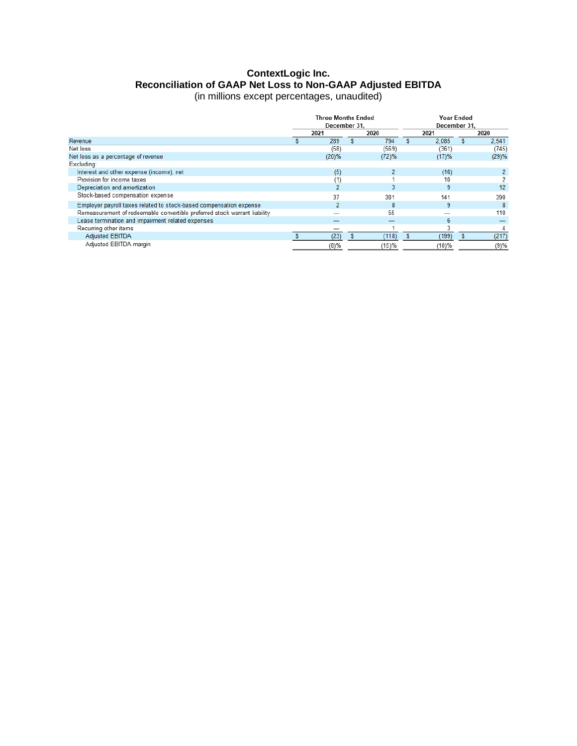# ContextLogic Inc.
## Reconciliation of GAAP Net Loss to Non-GAAP Adjusted EBITDA
(in millions except percentages, unaudited)

| | Three Months Ended December 31, | | Year Ended December 31, | |
|---|---|---|---|---|
| | 2021 | 2020 | 2021 | 2020 |
| Revenue | $ 289 | $ 794 | $ 2,085 | $ 2,541 |
| Net loss | (58) | (569) | (361) | (745) |
| Net loss as a percentage of revenue | (20)% | (72)% | (17)% | (29)% |
| Excluding: | | | | |
| Interest and other expense (income), net | (5) | 2 | (16) | 2 |
| Provision for income taxes | (1) | 1 | 10 | 2 |
| Depreciation and amortization | 2 | 3 | 9 | 12 |
| Stock-based compensation expense | 37 | 381 | 141 | 390 |
| Employer payroll taxes related to stock-based compensation expense | 2 | 8 | 9 | 8 |
| Remeasurement of redeemable convertible preferred stock warrant liability | — | 55 | — | 110 |
| Lease termination and impairment related expenses | — | — | 6 | — |
| Recurring other items | — | 1 | 3 | 4 |
| Adjusted EBITDA | $ (23) | $ (118) | $ (199) | $ (217) |
| Adjusted EBITDA margin | (8)% | (15)% | (10)% | (9)% |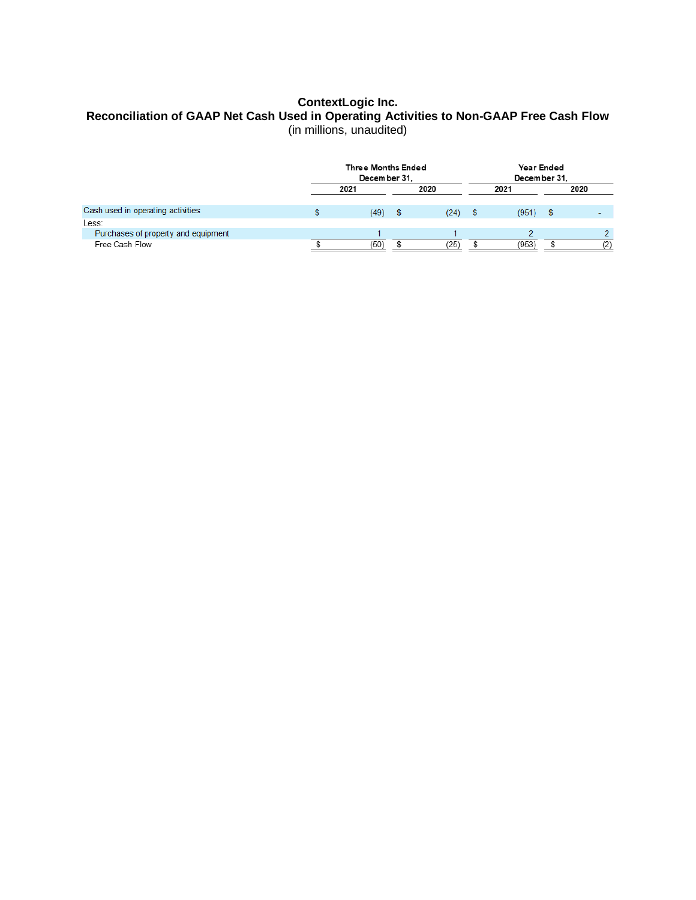**ContextLogic Inc.**
**Reconciliation of GAAP Net Cash Used in Operating Activities to Non-GAAP Free Cash Flow**
(in millions, unaudited)

| | Three Months Ended December 31, | | Year Ended December 31, | |
|---|---|---|---|---|
| | 2021 | 2020 | 2021 | 2020 |
| Cash used in operating activities | $ (49) | $ (24) | $ (951) | $ - |
| Less: | | | | |
| Purchases of property and equipment | 1 | 1 | 2 | 2 |
| Free Cash Flow | $ (50) | $ (25) | $ (953) | $ (2) |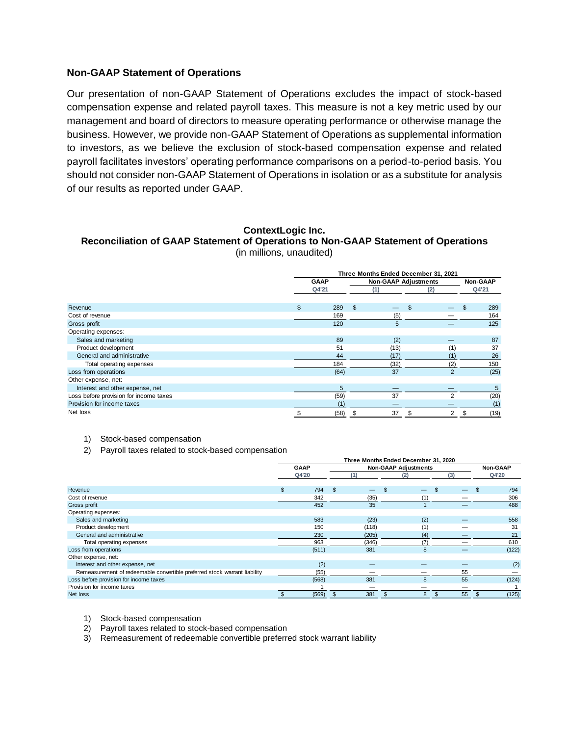## Non-GAAP Statement of Operations

Our presentation of non-GAAP Statement of Operations excludes the impact of stock-based compensation expense and related payroll taxes. This measure is not a key metric used by our management and board of directors to measure operating performance or otherwise manage the business. However, we provide non-GAAP Statement of Operations as supplemental information to investors, as we believe the exclusion of stock-based compensation expense and related payroll facilitates investors' operating performance comparisons on a period-to-period basis. You should not consider non-GAAP Statement of Operations in isolation or as a substitute for analysis of our results as reported under GAAP.

**ContextLogic Inc.**
**Reconciliation of GAAP Statement of Operations to Non-GAAP Statement of Operations**
(in millions, unaudited)

| | Three Months Ended December 31, 2021 | | | |
|---|---|---|---|---|
| | GAAP | Non-GAAP Adjustments | | Non-GAAP |
| | Q4'21 | (1) | (2) | Q4'21 |
| Revenue | $ 289 | $ — | $ — | $ 289 |
| Cost of revenue | 169 | (5) | — | 164 |
| Gross profit | 120 | 5 | — | 125 |
| Operating expenses: | | | | |
| Sales and marketing | 89 | (2) | — | 87 |
| Product development | 51 | (13) | (1) | 37 |
| General and administrative | 44 | (17) | (1) | 26 |
| Total operating expenses | 184 | (32) | (2) | 150 |
| Loss from operations | (64) | 37 | 2 | (25) |
| Other expense, net: | | | | |
| Interest and other expense, net | 5 | — | — | 5 |
| Loss before provision for income taxes | (59) | 37 | 2 | (20) |
| Provision for income taxes | (1) | — | — | (1) |
| Net loss | $ (58) | $ 37 | $ 2 | $ (19) |

1) Stock-based compensation
2) Payroll taxes related to stock-based compensation

| | Three Months Ended December 31, 2020 | | | | |
|---|---|---|---|---|---|
| | GAAP | Non-GAAP Adjustments | | | Non-GAAP |
| | Q4'20 | (1) | (2) | (3) | Q4'20 |
| Revenue | $ 794 | $ — | $ — | $ — | $ 794 |
| Cost of revenue | 342 | (35) | (1) | — | 306 |
| Gross profit | 452 | 35 | 1 | — | 488 |
| Operating expenses: | | | | | |
| Sales and marketing | 583 | (23) | (2) | — | 558 |
| Product development | 150 | (118) | (1) | — | 31 |
| General and administrative | 230 | (205) | (4) | — | 21 |
| Total operating expenses | 963 | (346) | (7) | — | 610 |
| Loss from operations | (511) | 381 | 8 | — | (122) |
| Other expense, net: | | | | | |
| Interest and other expense, net | (2) | — | — | — | (2) |
| Remeasurement of redeemable convertible preferred stock warrant liability | (55) | — | — | 55 | — |
| Loss before provision for income taxes | (568) | 381 | 8 | 55 | (124) |
| Provision for income taxes | 1 | — | — | — | 1 |
| Net loss | $ (569) | $ 381 | $ 8 | $ 55 | $ (125) |

1) Stock-based compensation
2) Payroll taxes related to stock-based compensation
3) Remeasurement of redeemable convertible preferred stock warrant liability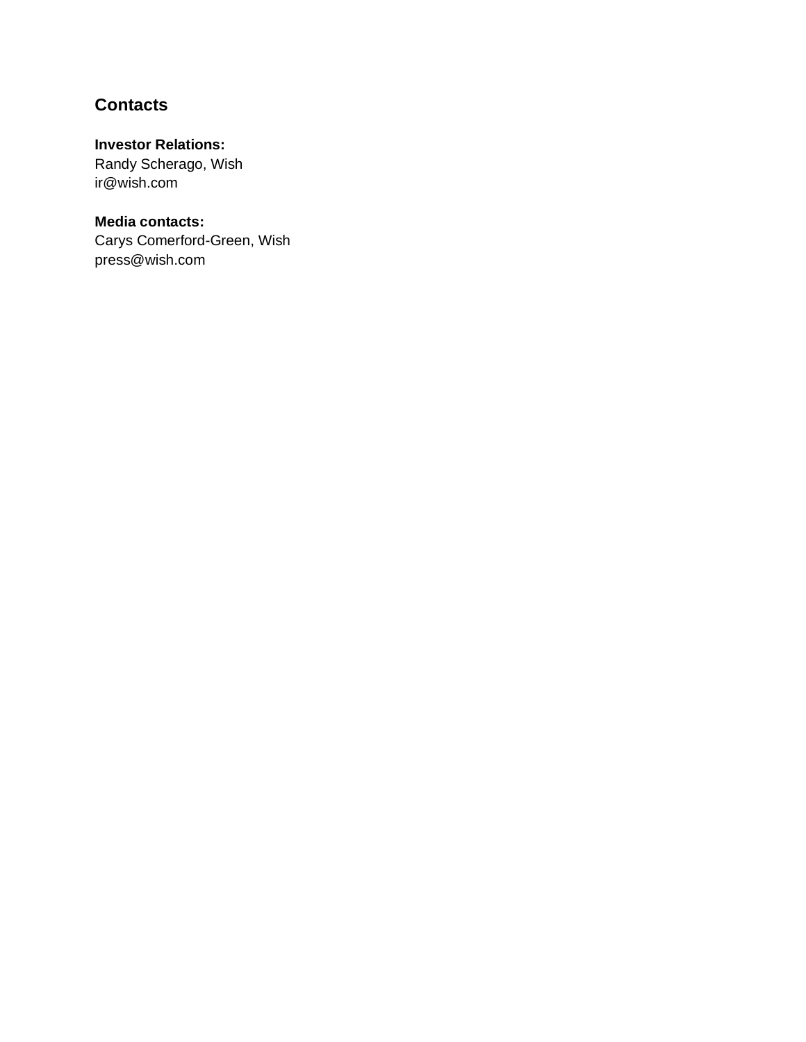## Contacts

**Investor Relations:**
Randy Scherago, Wish
ir@wish.com

**Media contacts:**
Carys Comerford-Green, Wish
press@wish.com